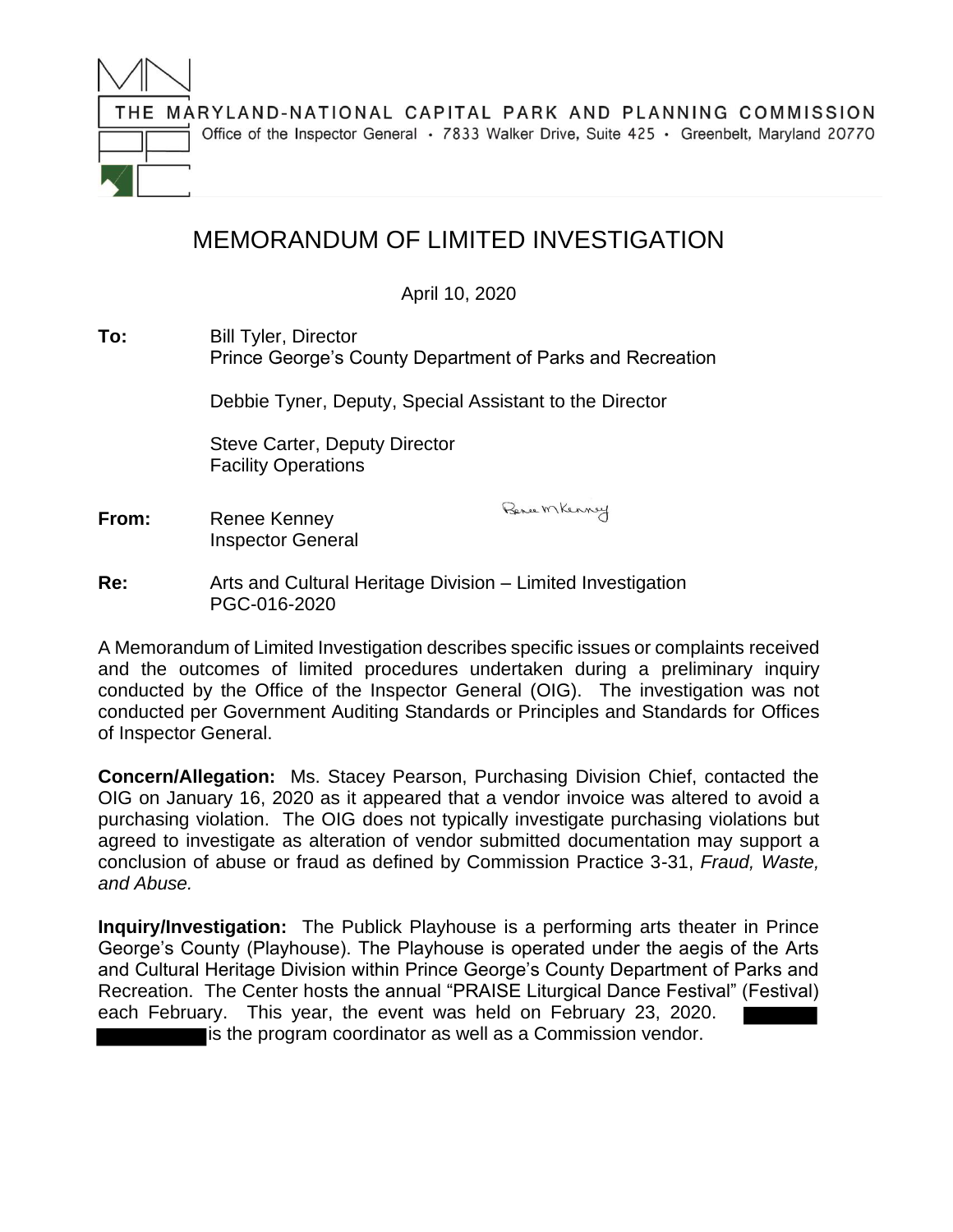THE MARYLAND-NATIONAL CAPITAL PARK AND PLANNING COMMISSION

Office of the Inspector General • 7833 Walker Drive, Suite 425 • Greenbelt, Maryland 20770

# MEMORANDUM OF LIMITED INVESTIGATION

April 10, 2020

**To:** Bill Tyler, Director
Prince George's County Department of Parks and Recreation

Debbie Tyner, Deputy, Special Assistant to the Director

Steve Carter, Deputy Director
Facility Operations

**From:** Renee Kenney
Inspector General

**Re:** Arts and Cultural Heritage Division – Limited Investigation
PGC-016-2020

A Memorandum of Limited Investigation describes specific issues or complaints received and the outcomes of limited procedures undertaken during a preliminary inquiry conducted by the Office of the Inspector General (OIG). The investigation was not conducted per Government Auditing Standards or Principles and Standards for Offices of Inspector General.

**Concern/Allegation:** Ms. Stacey Pearson, Purchasing Division Chief, contacted the OIG on January 16, 2020 as it appeared that a vendor invoice was altered to avoid a purchasing violation. The OIG does not typically investigate purchasing violations but agreed to investigate as alteration of vendor submitted documentation may support a conclusion of abuse or fraud as defined by Commission Practice 3-31, *Fraud, Waste, and Abuse.*

**Inquiry/Investigation:** The Publick Playhouse is a performing arts theater in Prince George's County (Playhouse). The Playhouse is operated under the aegis of the Arts and Cultural Heritage Division within Prince George's County Department of Parks and Recreation. The Center hosts the annual "PRAISE Liturgical Dance Festival" (Festival) each February. This year, the event was held on February 23, 2020. [REDACTED] is the program coordinator as well as a Commission vendor.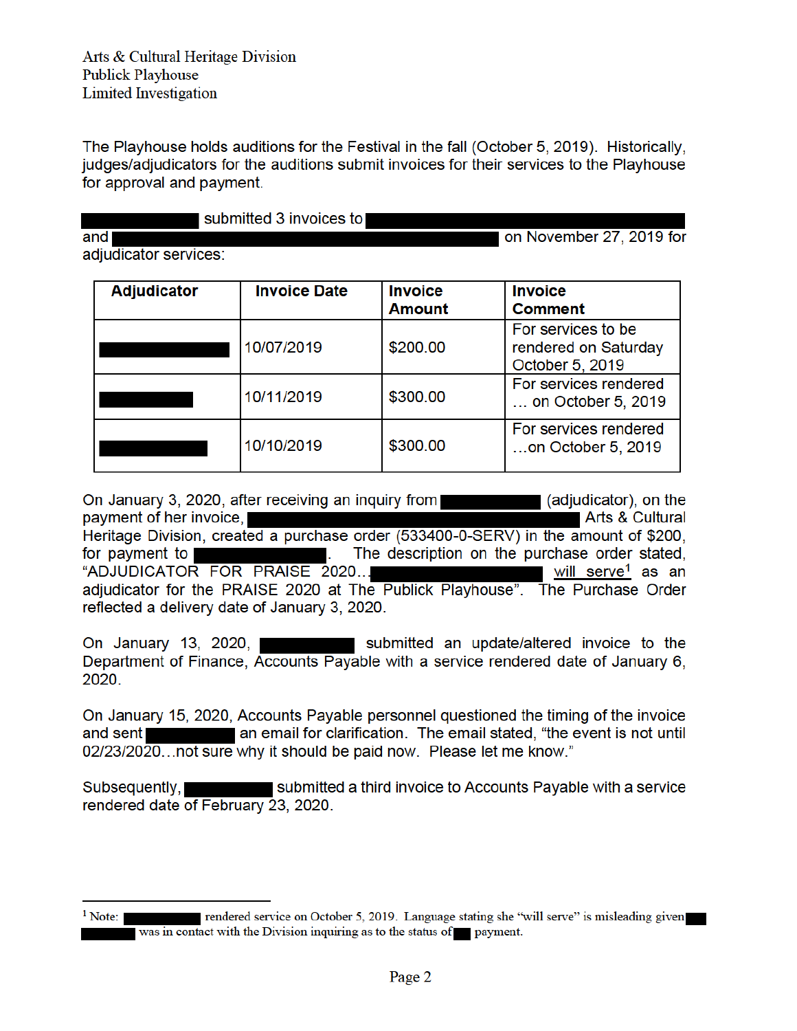The Playhouse holds auditions for the Festival in the fall (October 5, 2019). Historically, judges/adjudicators for the auditions submit invoices for their services to the Playhouse for approval and payment.

██████████ submitted 3 invoices to ████████████████████ and ████████████████████████ on November 27, 2019 for adjudicator services:

| Adjudicator | Invoice Date | Invoice Amount | Invoice Comment |
|---|---|---|---|
| ██████████ | 10/07/2019 | $200.00 | For services to be rendered on Saturday October 5, 2019 |
| ██████████ | 10/11/2019 | $300.00 | For services rendered … on October 5, 2019 |
| ██████████ | 10/10/2019 | $300.00 | For services rendered …on October 5, 2019 |

On January 3, 2020, after receiving an inquiry from ██████████ (adjudicator), on the payment of her invoice, ████████████████████ Arts & Cultural Heritage Division, created a purchase order (533400-0-SERV) in the amount of $200, for payment to ██████████. The description on the purchase order stated, "ADJUDICATOR FOR PRAISE 2020…██████████ will serve[1] as an adjudicator for the PRAISE 2020 at The Publick Playhouse". The Purchase Order reflected a delivery date of January 3, 2020.

On January 13, 2020, ██████████ submitted an update/altered invoice to the Department of Finance, Accounts Payable with a service rendered date of January 6, 2020.

On January 15, 2020, Accounts Payable personnel questioned the timing of the invoice and sent ██████████ an email for clarification. The email stated, "the event is not until 02/23/2020…not sure why it should be paid now. Please let me know."

Subsequently, ██████████ submitted a third invoice to Accounts Payable with a service rendered date of February 23, 2020.

---

[1] Note: ██████████ rendered service on October 5, 2019. Language stating she "will serve" is misleading given ██ ██████ was in contact with the Division inquiring as to the status of ██ payment.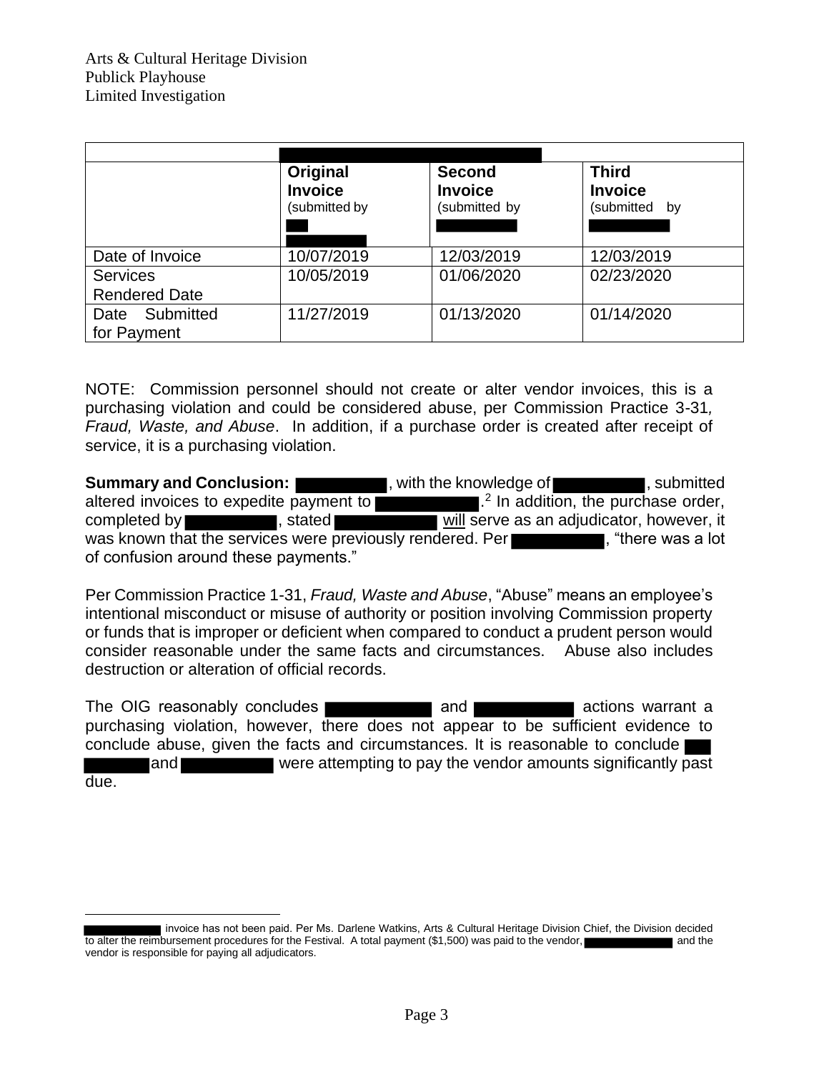| | [REDACTED] | | |
|---|---|---|---|
| | **Original Invoice** (submitted by [REDACTED]) | **Second Invoice** (submitted by [REDACTED]) | **Third Invoice** (submitted by [REDACTED]) |
| Date of Invoice | 10/07/2019 | 12/03/2019 | 12/03/2019 |
| Services Rendered Date | 10/05/2019 | 01/06/2020 | 02/23/2020 |
| Date Submitted for Payment | 11/27/2019 | 01/13/2020 | 01/14/2020 |

NOTE: Commission personnel should not create or alter vendor invoices, this is a purchasing violation and could be considered abuse, per Commission Practice 3-31, *Fraud, Waste, and Abuse*. In addition, if a purchase order is created after receipt of service, it is a purchasing violation.

**Summary and Conclusion:** [REDACTED], with the knowledge of [REDACTED], submitted altered invoices to expedite payment to [REDACTED].[2] In addition, the purchase order, completed by [REDACTED], stated [REDACTED] will serve as an adjudicator, however, it was known that the services were previously rendered. Per [REDACTED], "there was a lot of confusion around these payments."

Per Commission Practice 1-31, *Fraud, Waste and Abuse*, "Abuse" means an employee's intentional misconduct or misuse of authority or position involving Commission property or funds that is improper or deficient when compared to conduct a prudent person would consider reasonable under the same facts and circumstances. Abuse also includes destruction or alteration of official records.

The OIG reasonably concludes [REDACTED] and [REDACTED] actions warrant a purchasing violation, however, there does not appear to be sufficient evidence to conclude abuse, given the facts and circumstances. It is reasonable to conclude [REDACTED] and [REDACTED] were attempting to pay the vendor amounts significantly past due.

---

[2] [REDACTED] invoice has not been paid. Per Ms. Darlene Watkins, Arts & Cultural Heritage Division Chief, the Division decided to alter the reimbursement procedures for the Festival. A total payment ($1,500) was paid to the vendor, [REDACTED] and the vendor is responsible for paying all adjudicators.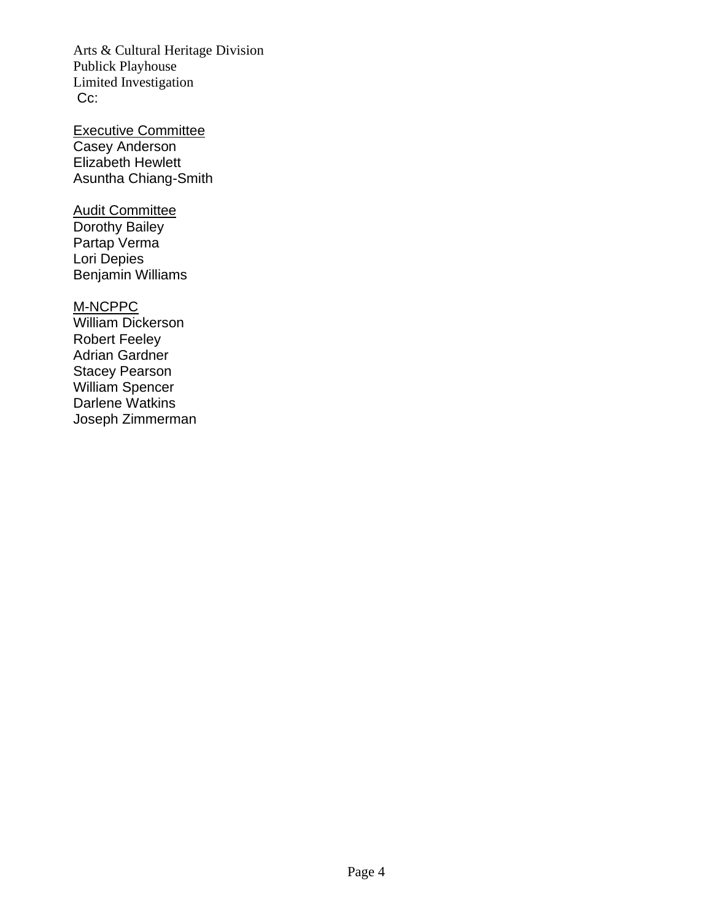Cc:

Executive Committee
Casey Anderson
Elizabeth Hewlett
Asuntha Chiang-Smith

Audit Committee
Dorothy Bailey
Partap Verma
Lori Depies
Benjamin Williams

M-NCPPC
William Dickerson
Robert Feeley
Adrian Gardner
Stacey Pearson
William Spencer
Darlene Watkins
Joseph Zimmerman